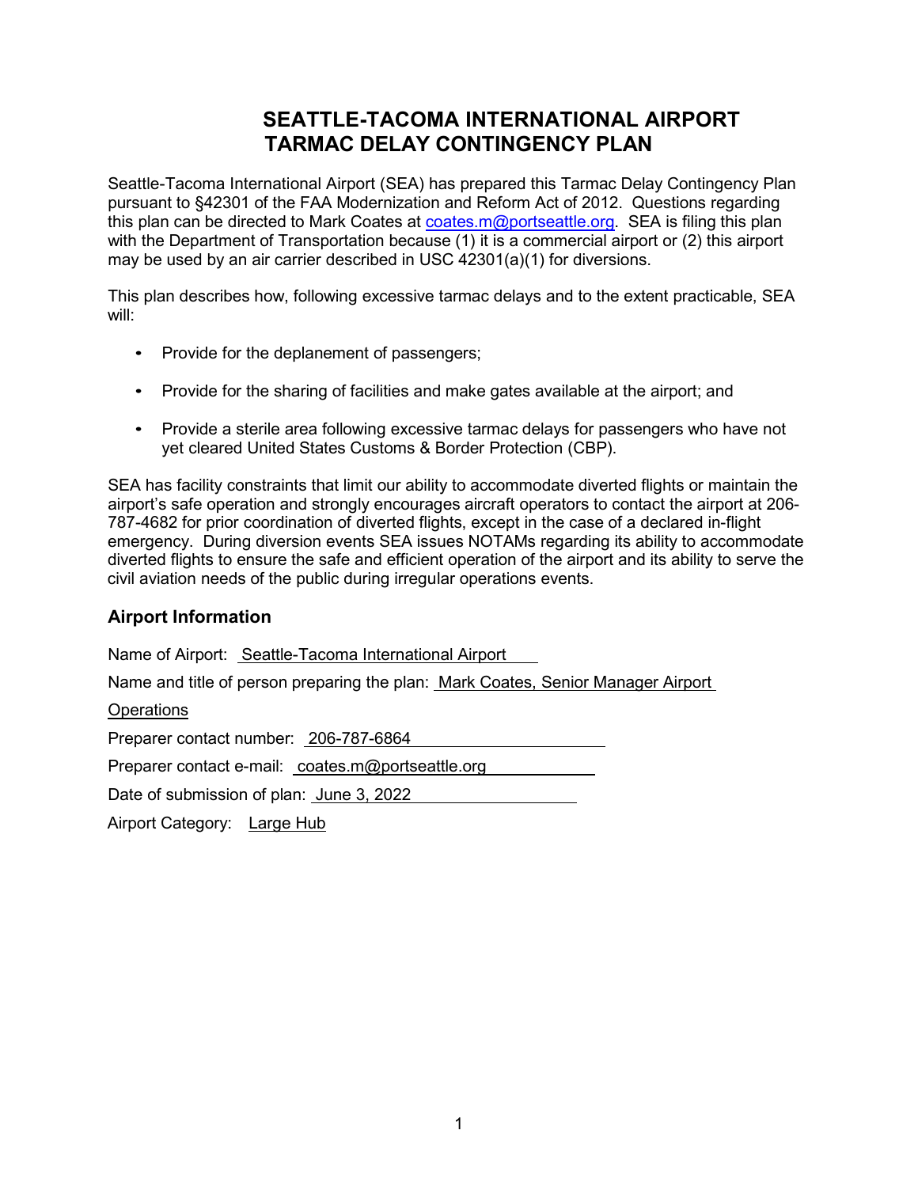# SEATTLE-TACOMA INTERNATIONAL AIRPORT TARMAC DELAY CONTINGENCY PLAN

Seattle-Tacoma International Airport (SEA) has prepared this Tarmac Delay Contingency Plan pursuant to §42301 of the FAA Modernization and Reform Act of 2012. Questions regarding this plan can be directed to Mark Coates at coates.m@portseattle.org. SEA is filing this plan with the Department of Transportation because (1) it is a commercial airport or (2) this airport may be used by an air carrier described in USC 42301(a)(1) for diversions.

This plan describes how, following excessive tarmac delays and to the extent practicable, SEA will:

- Provide for the deplanement of passengers;
- Provide for the sharing of facilities and make gates available at the airport; and
- Provide a sterile area following excessive tarmac delays for passengers who have not yet cleared United States Customs & Border Protection (CBP).

SEA has facility constraints that limit our ability to accommodate diverted flights or maintain the airport's safe operation and strongly encourages aircraft operators to contact the airport at 206-787-4682 for prior coordination of diverted flights, except in the case of a declared in-flight emergency. During diversion events SEA issues NOTAMs regarding its ability to accommodate diverted flights to ensure the safe and efficient operation of the airport and its ability to serve the civil aviation needs of the public during irregular operations events.

## Airport Information

Name of Airport: Seattle-Tacoma International Airport

Name and title of person preparing the plan: Mark Coates, Senior Manager Airport Operations

Preparer contact number: 206-787-6864

Preparer contact e-mail: coates.m@portseattle.org

Date of submission of plan: June 3, 2022

Airport Category: Large Hub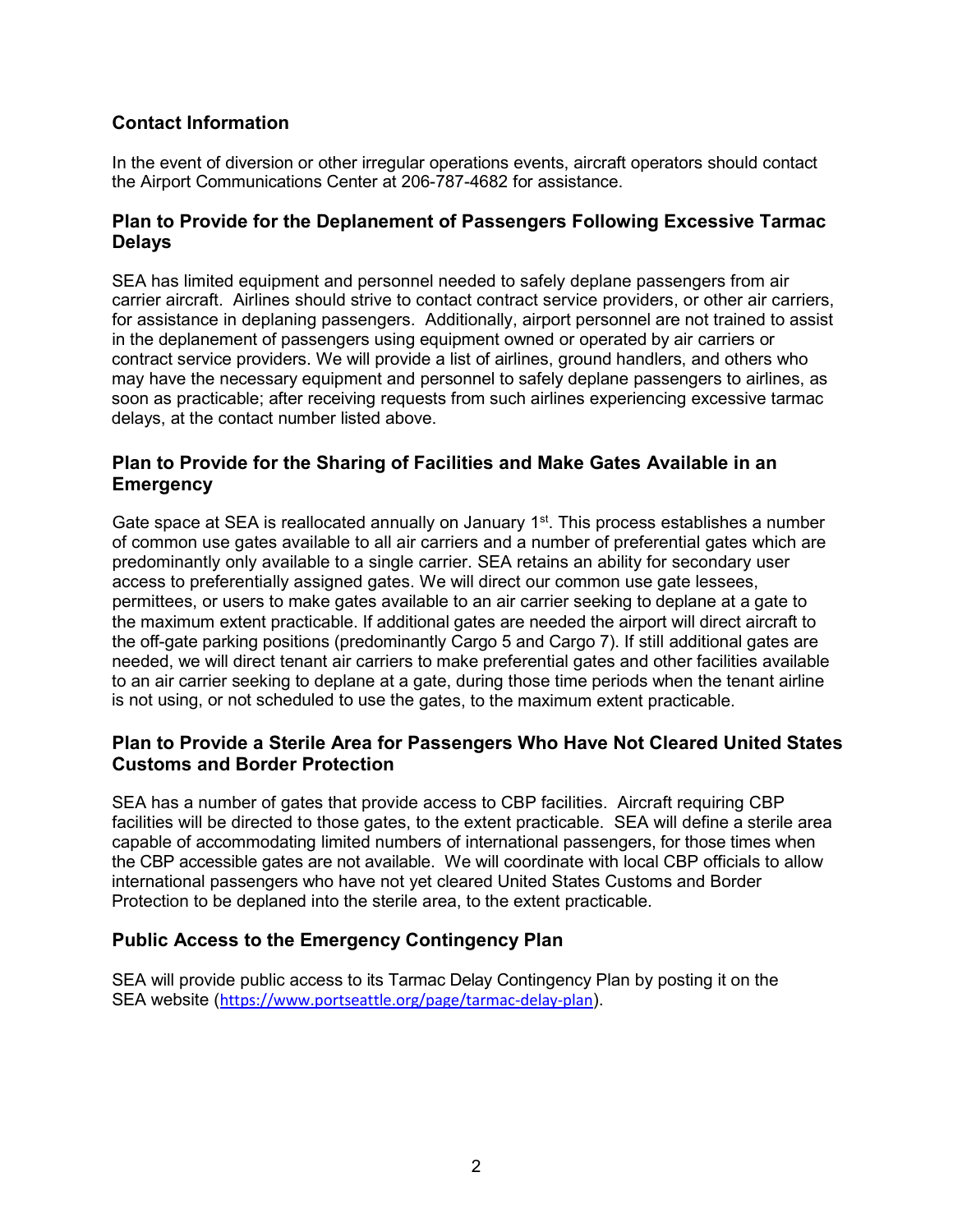## Contact Information

In the event of diversion or other irregular operations events, aircraft operators should contact the Airport Communications Center at 206-787-4682 for assistance.

## Plan to Provide for the Deplanement of Passengers Following Excessive Tarmac Delays

SEA has limited equipment and personnel needed to safely deplane passengers from air carrier aircraft. Airlines should strive to contact contract service providers, or other air carriers, for assistance in deplaning passengers. Additionally, airport personnel are not trained to assist in the deplanement of passengers using equipment owned or operated by air carriers or contract service providers. We will provide a list of airlines, ground handlers, and others who may have the necessary equipment and personnel to safely deplane passengers to airlines, as soon as practicable; after receiving requests from such airlines experiencing excessive tarmac delays, at the contact number listed above.

## Plan to Provide for the Sharing of Facilities and Make Gates Available in an Emergency

Gate space at SEA is reallocated annually on January 1st. This process establishes a number of common use gates available to all air carriers and a number of preferential gates which are predominantly only available to a single carrier. SEA retains an ability for secondary user access to preferentially assigned gates. We will direct our common use gate lessees, permittees, or users to make gates available to an air carrier seeking to deplane at a gate to the maximum extent practicable. If additional gates are needed the airport will direct aircraft to the off-gate parking positions (predominantly Cargo 5 and Cargo 7). If still additional gates are needed, we will direct tenant air carriers to make preferential gates and other facilities available to an air carrier seeking to deplane at a gate, during those time periods when the tenant airline is not using, or not scheduled to use the gates, to the maximum extent practicable.

## Plan to Provide a Sterile Area for Passengers Who Have Not Cleared United States Customs and Border Protection

SEA has a number of gates that provide access to CBP facilities. Aircraft requiring CBP facilities will be directed to those gates, to the extent practicable. SEA will define a sterile area capable of accommodating limited numbers of international passengers, for those times when the CBP accessible gates are not available. We will coordinate with local CBP officials to allow international passengers who have not yet cleared United States Customs and Border Protection to be deplaned into the sterile area, to the extent practicable.

## Public Access to the Emergency Contingency Plan

SEA will provide public access to its Tarmac Delay Contingency Plan by posting it on the SEA website (https://www.portseattle.org/page/tarmac-delay-plan).